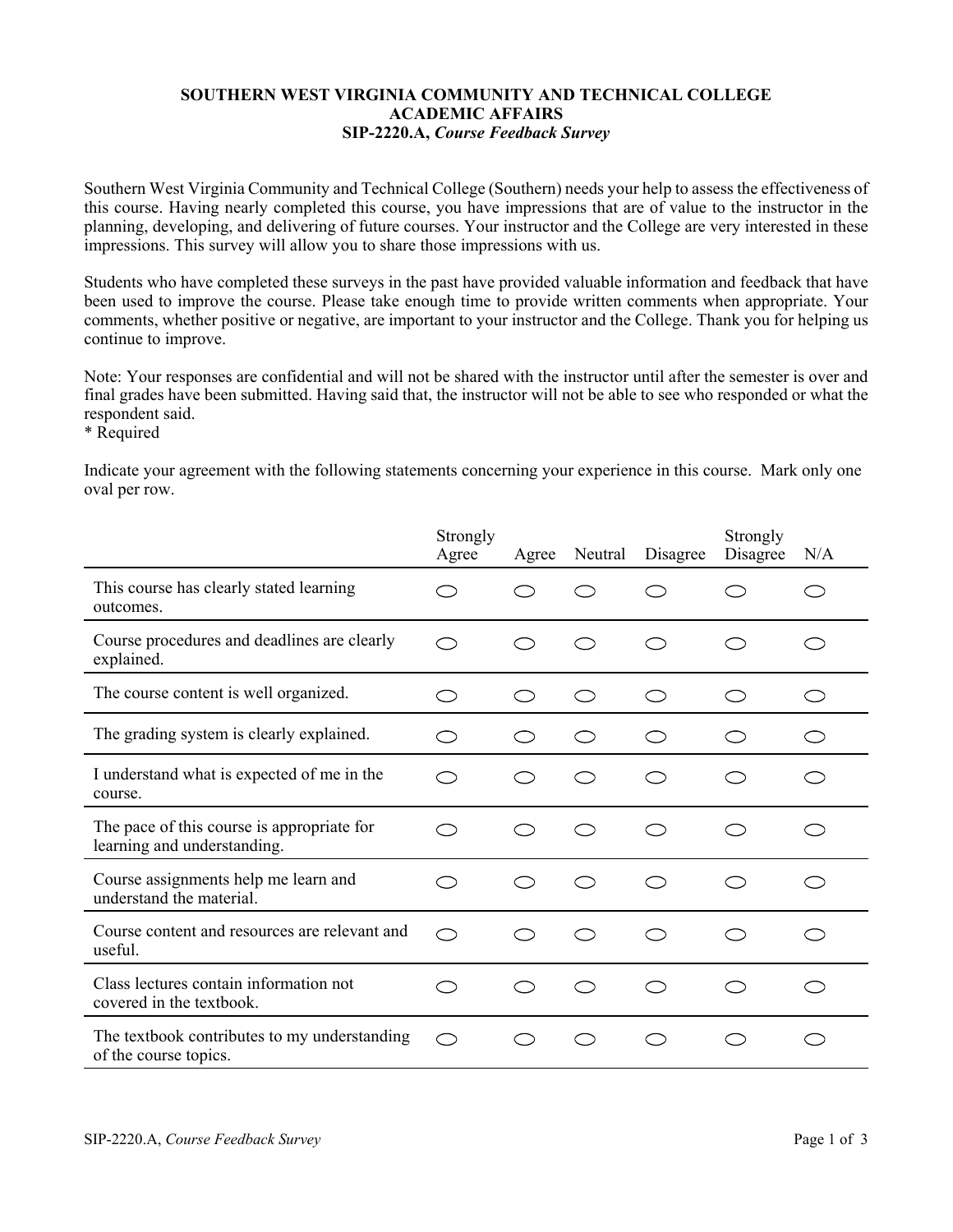# SOUTHERN WEST VIRGINIA COMMUNITY AND TECHNICAL COLLEGE
## ACADEMIC AFFAIRS
## SIP-2220.A, *Course Feedback Survey*

Southern West Virginia Community and Technical College (Southern) needs your help to assess the effectiveness of this course. Having nearly completed this course, you have impressions that are of value to the instructor in the planning, developing, and delivering of future courses. Your instructor and the College are very interested in these impressions. This survey will allow you to share those impressions with us.

Students who have completed these surveys in the past have provided valuable information and feedback that have been used to improve the course. Please take enough time to provide written comments when appropriate. Your comments, whether positive or negative, are important to your instructor and the College. Thank you for helping us continue to improve.

Note: Your responses are confidential and will not be shared with the instructor until after the semester is over and final grades have been submitted. Having said that, the instructor will not be able to see who responded or what the respondent said.
* Required

Indicate your agreement with the following statements concerning your experience in this course. Mark only one oval per row.

| | Strongly Agree | Agree | Neutral | Disagree | Strongly Disagree | N/A |
|---|---|---|---|---|---|---|
| This course has clearly stated learning outcomes. | ◯ | ◯ | ◯ | ◯ | ◯ | ◯ |
| Course procedures and deadlines are clearly explained. | ◯ | ◯ | ◯ | ◯ | ◯ | ◯ |
| The course content is well organized. | ◯ | ◯ | ◯ | ◯ | ◯ | ◯ |
| The grading system is clearly explained. | ◯ | ◯ | ◯ | ◯ | ◯ | ◯ |
| I understand what is expected of me in the course. | ◯ | ◯ | ◯ | ◯ | ◯ | ◯ |
| The pace of this course is appropriate for learning and understanding. | ◯ | ◯ | ◯ | ◯ | ◯ | ◯ |
| Course assignments help me learn and understand the material. | ◯ | ◯ | ◯ | ◯ | ◯ | ◯ |
| Course content and resources are relevant and useful. | ◯ | ◯ | ◯ | ◯ | ◯ | ◯ |
| Class lectures contain information not covered in the textbook. | ◯ | ◯ | ◯ | ◯ | ◯ | ◯ |
| The textbook contributes to my understanding of the course topics. | ◯ | ◯ | ◯ | ◯ | ◯ | ◯ |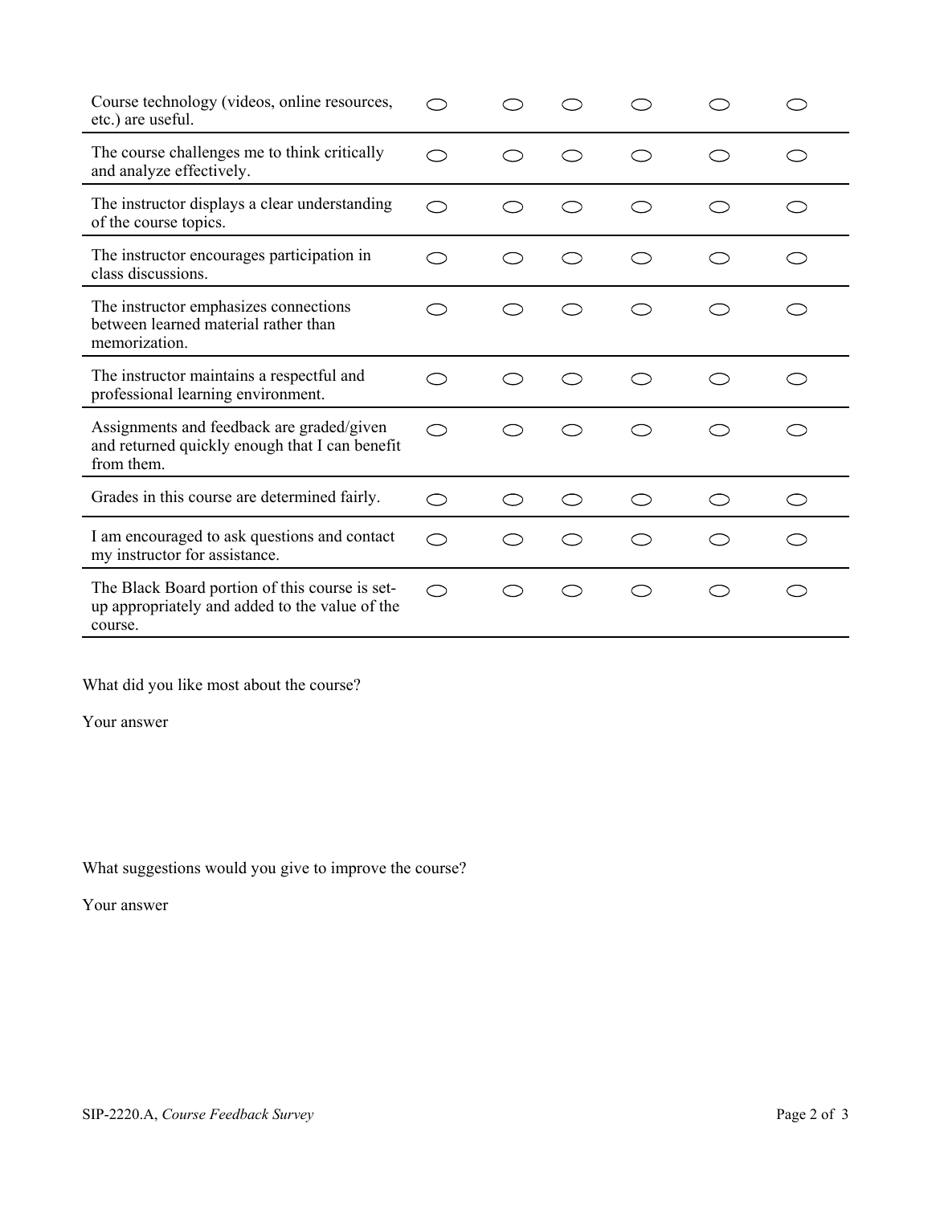| | | | | | | |
|---|---|---|---|---|---|---|
| Course technology (videos, online resources, etc.) are useful. | ◯ | ◯ | ◯ | ◯ | ◯ | ◯ |
| The course challenges me to think critically and analyze effectively. | ◯ | ◯ | ◯ | ◯ | ◯ | ◯ |
| The instructor displays a clear understanding of the course topics. | ◯ | ◯ | ◯ | ◯ | ◯ | ◯ |
| The instructor encourages participation in class discussions. | ◯ | ◯ | ◯ | ◯ | ◯ | ◯ |
| The instructor emphasizes connections between learned material rather than memorization. | ◯ | ◯ | ◯ | ◯ | ◯ | ◯ |
| The instructor maintains a respectful and professional learning environment. | ◯ | ◯ | ◯ | ◯ | ◯ | ◯ |
| Assignments and feedback are graded/given and returned quickly enough that I can benefit from them. | ◯ | ◯ | ◯ | ◯ | ◯ | ◯ |
| Grades in this course are determined fairly. | ◯ | ◯ | ◯ | ◯ | ◯ | ◯ |
| I am encouraged to ask questions and contact my instructor for assistance. | ◯ | ◯ | ◯ | ◯ | ◯ | ◯ |
| The Black Board portion of this course is set-up appropriately and added to the value of the course. | ◯ | ◯ | ◯ | ◯ | ◯ | ◯ |

What did you like most about the course?

Your answer

What suggestions would you give to improve the course?

Your answer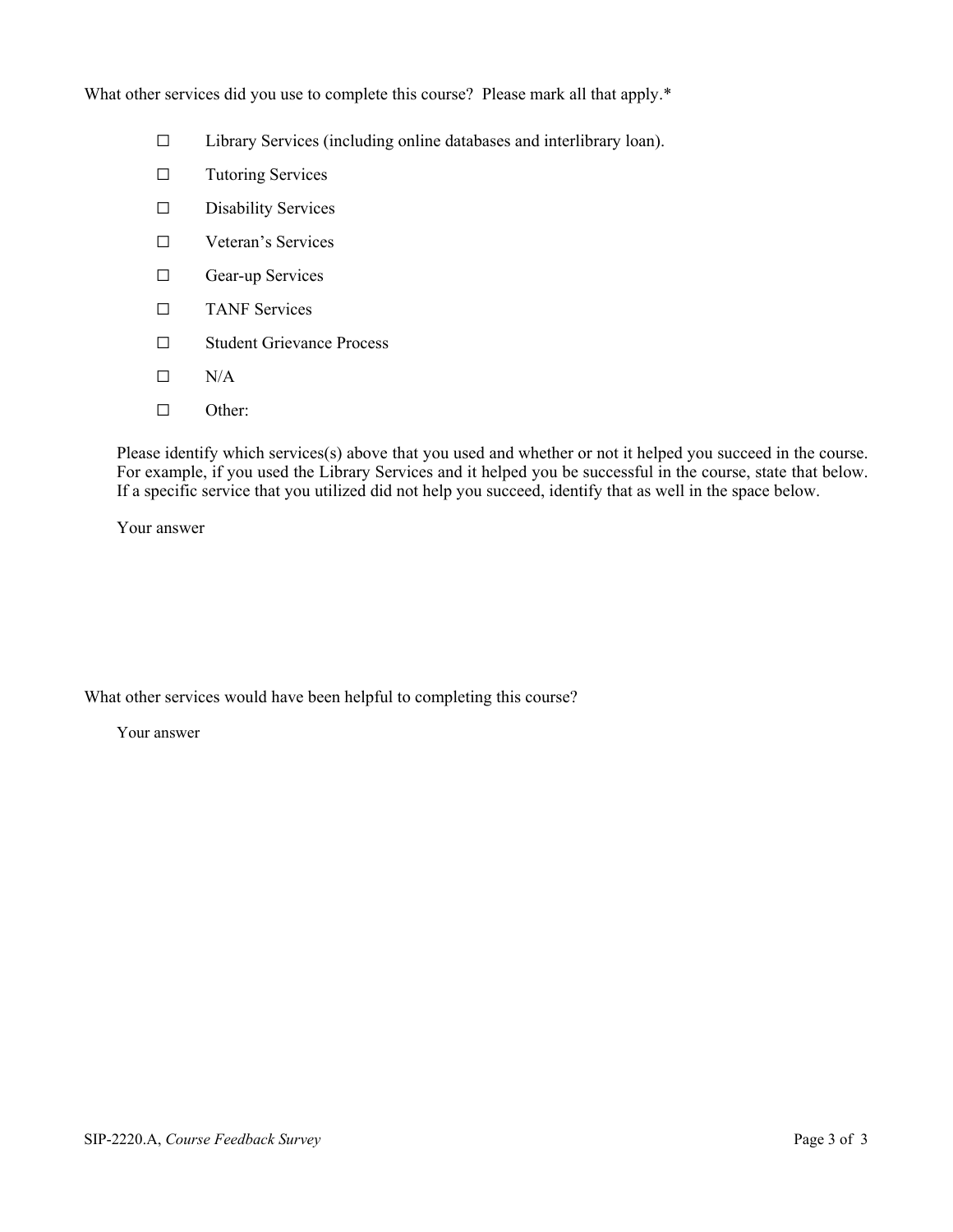What other services did you use to complete this course? Please mark all that apply.*

- ☐ Library Services (including online databases and interlibrary loan).
- ☐ Tutoring Services
- ☐ Disability Services
- ☐ Veteran's Services
- ☐ Gear-up Services
- ☐ TANF Services
- ☐ Student Grievance Process
- ☐ N/A
- ☐ Other:

Please identify which services(s) above that you used and whether or not it helped you succeed in the course. For example, if you used the Library Services and it helped you be successful in the course, state that below. If a specific service that you utilized did not help you succeed, identify that as well in the space below.

Your answer

What other services would have been helpful to completing this course?

Your answer

SIP-2220.A, *Course Feedback Survey*